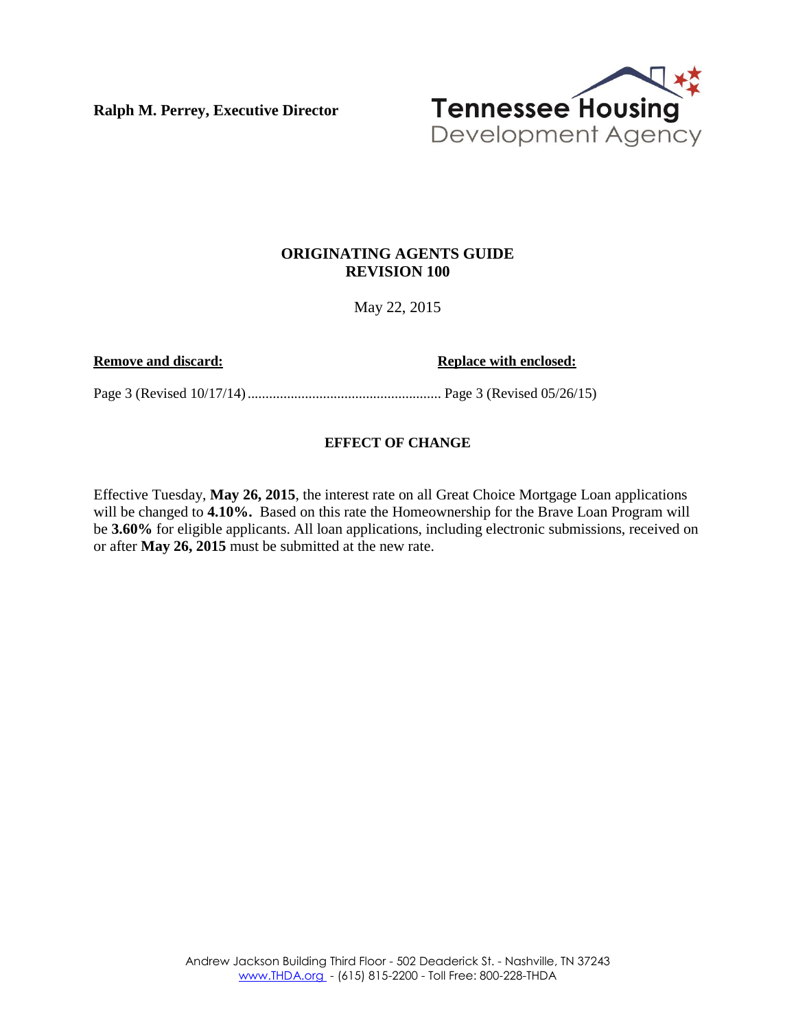**Ralph M. Perrey, Executive Director**

Tennessee Housing Development Agency

## ORIGINATING AGENTS GUIDE
## REVISION 100

May 22, 2015

| **Remove and discard:** | **Replace with enclosed:** |
| --- | --- |
| Page 3 (Revised 10/17/14) | Page 3 (Revised 05/26/15) |

### EFFECT OF CHANGE

Effective Tuesday, **May 26, 2015**, the interest rate on all Great Choice Mortgage Loan applications will be changed to **4.10%.** Based on this rate the Homeownership for the Brave Loan Program will be **3.60%** for eligible applicants. All loan applications, including electronic submissions, received on or after **May 26, 2015** must be submitted at the new rate.

Andrew Jackson Building Third Floor - 502 Deaderick St. - Nashville, TN 37243
www.THDA.org - (615) 815-2200 - Toll Free: 800-228-THDA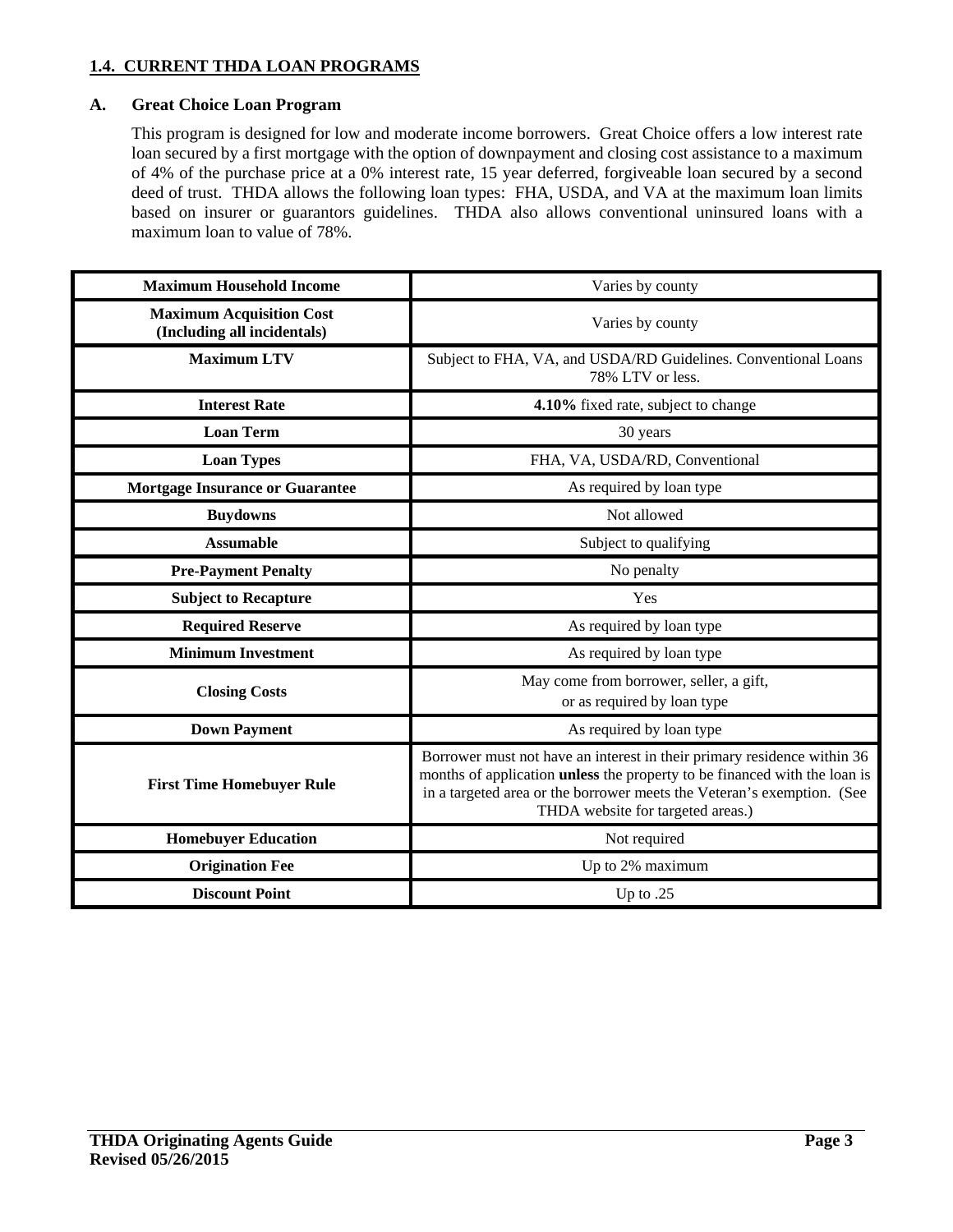## 1.4. CURRENT THDA LOAN PROGRAMS

### A. Great Choice Loan Program

This program is designed for low and moderate income borrowers. Great Choice offers a low interest rate loan secured by a first mortgage with the option of downpayment and closing cost assistance to a maximum of 4% of the purchase price at a 0% interest rate, 15 year deferred, forgiveable loan secured by a second deed of trust. THDA allows the following loan types: FHA, USDA, and VA at the maximum loan limits based on insurer or guarantors guidelines. THDA also allows conventional uninsured loans with a maximum loan to value of 78%.

| | |
|---|---|
| **Maximum Household Income** | Varies by county |
| **Maximum Acquisition Cost (Including all incidentals)** | Varies by county |
| **Maximum LTV** | Subject to FHA, VA, and USDA/RD Guidelines. Conventional Loans 78% LTV or less. |
| **Interest Rate** | **4.10%** fixed rate, subject to change |
| **Loan Term** | 30 years |
| **Loan Types** | FHA, VA, USDA/RD, Conventional |
| **Mortgage Insurance or Guarantee** | As required by loan type |
| **Buydowns** | Not allowed |
| **Assumable** | Subject to qualifying |
| **Pre-Payment Penalty** | No penalty |
| **Subject to Recapture** | Yes |
| **Required Reserve** | As required by loan type |
| **Minimum Investment** | As required by loan type |
| **Closing Costs** | May come from borrower, seller, a gift, or as required by loan type |
| **Down Payment** | As required by loan type |
| **First Time Homebuyer Rule** | Borrower must not have an interest in their primary residence within 36 months of application **unless** the property to be financed with the loan is in a targeted area or the borrower meets the Veteran's exemption. (See THDA website for targeted areas.) |
| **Homebuyer Education** | Not required |
| **Origination Fee** | Up to 2% maximum |
| **Discount Point** | Up to .25 |